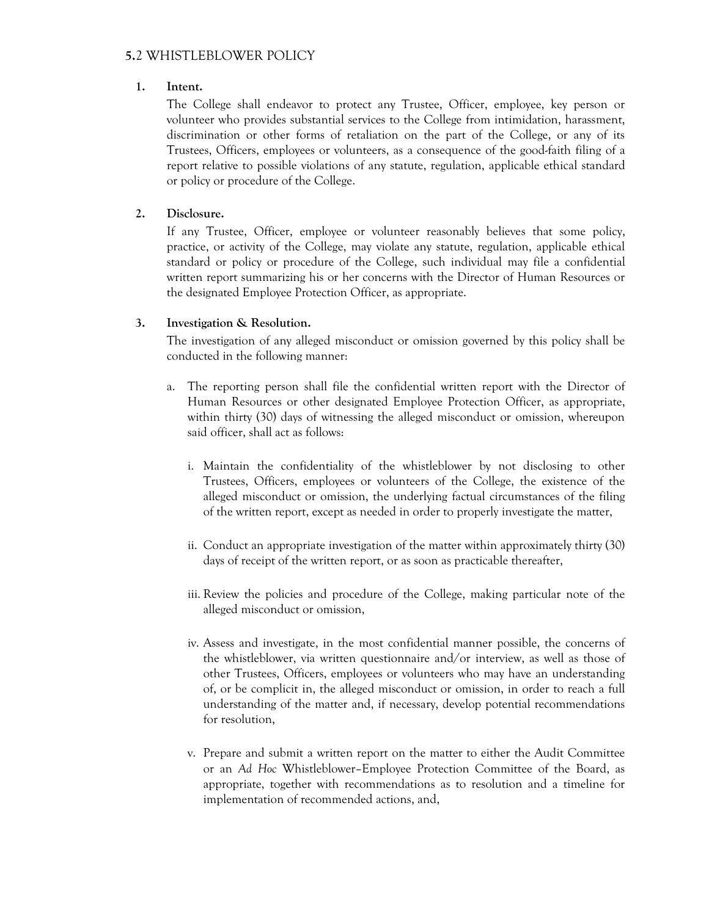## 5.2 WHISTLEBLOWER POLICY

**1. Intent.**

The College shall endeavor to protect any Trustee, Officer, employee, key person or volunteer who provides substantial services to the College from intimidation, harassment, discrimination or other forms of retaliation on the part of the College, or any of its Trustees, Officers, employees or volunteers, as a consequence of the good-faith filing of a report relative to possible violations of any statute, regulation, applicable ethical standard or policy or procedure of the College.

**2. Disclosure.**

If any Trustee, Officer, employee or volunteer reasonably believes that some policy, practice, or activity of the College, may violate any statute, regulation, applicable ethical standard or policy or procedure of the College, such individual may file a confidential written report summarizing his or her concerns with the Director of Human Resources or the designated Employee Protection Officer, as appropriate.

**3. Investigation & Resolution.**

The investigation of any alleged misconduct or omission governed by this policy shall be conducted in the following manner:

a. The reporting person shall file the confidential written report with the Director of Human Resources or other designated Employee Protection Officer, as appropriate, within thirty (30) days of witnessing the alleged misconduct or omission, whereupon said officer, shall act as follows:

   i. Maintain the confidentiality of the whistleblower by not disclosing to other Trustees, Officers, employees or volunteers of the College, the existence of the alleged misconduct or omission, the underlying factual circumstances of the filing of the written report, except as needed in order to properly investigate the matter,

   ii. Conduct an appropriate investigation of the matter within approximately thirty (30) days of receipt of the written report, or as soon as practicable thereafter,

   iii. Review the policies and procedure of the College, making particular note of the alleged misconduct or omission,

   iv. Assess and investigate, in the most confidential manner possible, the concerns of the whistleblower, via written questionnaire and/or interview, as well as those of other Trustees, Officers, employees or volunteers who may have an understanding of, or be complicit in, the alleged misconduct or omission, in order to reach a full understanding of the matter and, if necessary, develop potential recommendations for resolution,

   v. Prepare and submit a written report on the matter to either the Audit Committee or an *Ad Hoc* Whistleblower–Employee Protection Committee of the Board, as appropriate, together with recommendations as to resolution and a timeline for implementation of recommended actions, and,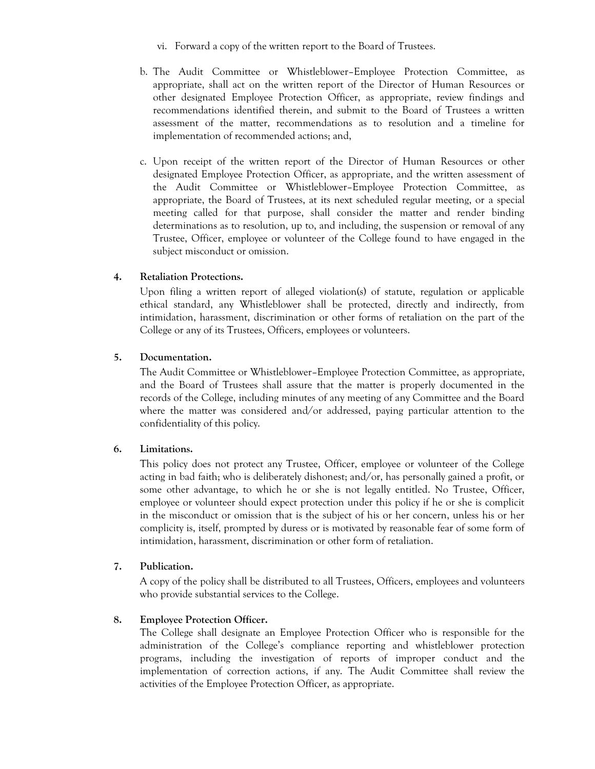vi. Forward a copy of the written report to the Board of Trustees.

b. The Audit Committee or Whistleblower–Employee Protection Committee, as appropriate, shall act on the written report of the Director of Human Resources or other designated Employee Protection Officer, as appropriate, review findings and recommendations identified therein, and submit to the Board of Trustees a written assessment of the matter, recommendations as to resolution and a timeline for implementation of recommended actions; and,

c. Upon receipt of the written report of the Director of Human Resources or other designated Employee Protection Officer, as appropriate, and the written assessment of the Audit Committee or Whistleblower–Employee Protection Committee, as appropriate, the Board of Trustees, at its next scheduled regular meeting, or a special meeting called for that purpose, shall consider the matter and render binding determinations as to resolution, up to, and including, the suspension or removal of any Trustee, Officer, employee or volunteer of the College found to have engaged in the subject misconduct or omission.

**4. Retaliation Protections.**

Upon filing a written report of alleged violation(s) of statute, regulation or applicable ethical standard, any Whistleblower shall be protected, directly and indirectly, from intimidation, harassment, discrimination or other forms of retaliation on the part of the College or any of its Trustees, Officers, employees or volunteers.

**5. Documentation.**

The Audit Committee or Whistleblower–Employee Protection Committee, as appropriate, and the Board of Trustees shall assure that the matter is properly documented in the records of the College, including minutes of any meeting of any Committee and the Board where the matter was considered and/or addressed, paying particular attention to the confidentiality of this policy.

**6. Limitations.**

This policy does not protect any Trustee, Officer, employee or volunteer of the College acting in bad faith; who is deliberately dishonest; and/or, has personally gained a profit, or some other advantage, to which he or she is not legally entitled. No Trustee, Officer, employee or volunteer should expect protection under this policy if he or she is complicit in the misconduct or omission that is the subject of his or her concern, unless his or her complicity is, itself, prompted by duress or is motivated by reasonable fear of some form of intimidation, harassment, discrimination or other form of retaliation.

**7. Publication.**

A copy of the policy shall be distributed to all Trustees, Officers, employees and volunteers who provide substantial services to the College.

**8. Employee Protection Officer.**

The College shall designate an Employee Protection Officer who is responsible for the administration of the College's compliance reporting and whistleblower protection programs, including the investigation of reports of improper conduct and the implementation of correction actions, if any. The Audit Committee shall review the activities of the Employee Protection Officer, as appropriate.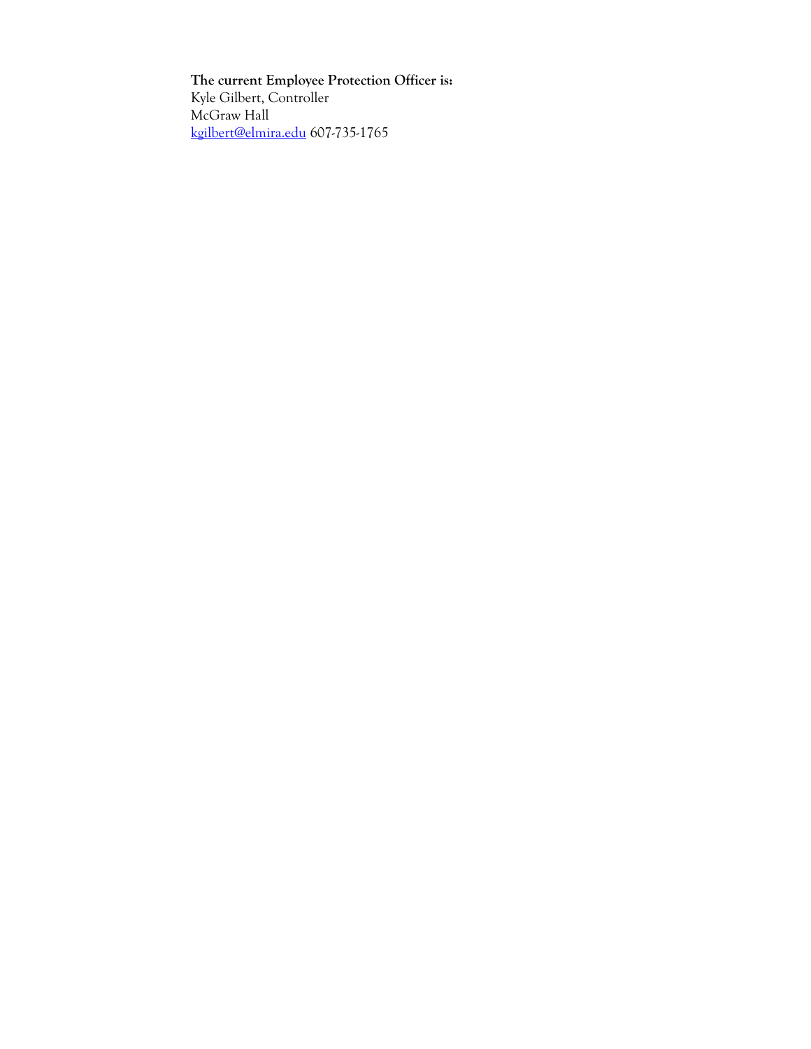**The current Employee Protection Officer is:**
Kyle Gilbert, Controller
McGraw Hall
kgilbert@elmira.edu 607-735-1765